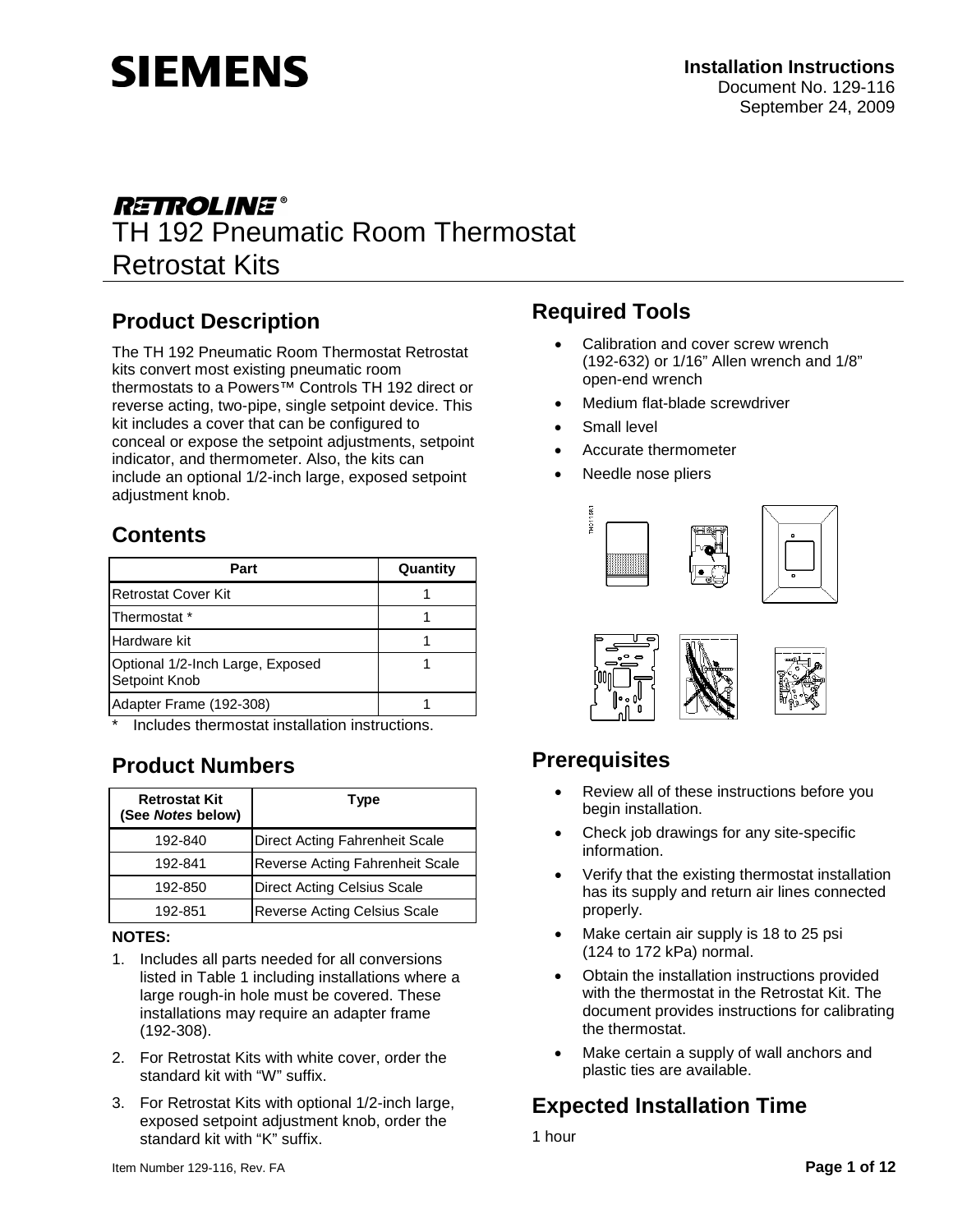SIEMENS

**Installation Instructions**
Document No. 129-116
September 24, 2009

# RETROLINE®
# TH 192 Pneumatic Room Thermostat Retrostat Kits

## Product Description

The TH 192 Pneumatic Room Thermostat Retrostat kits convert most existing pneumatic room thermostats to a Powers™ Controls TH 192 direct or reverse acting, two-pipe, single setpoint device. This kit includes a cover that can be configured to conceal or expose the setpoint adjustments, setpoint indicator, and thermometer. Also, the kits can include an optional 1/2-inch large, exposed setpoint adjustment knob.

## Contents

| Part | Quantity |
| --- | --- |
| Retrostat Cover Kit | 1 |
| Thermostat * | 1 |
| Hardware kit | 1 |
| Optional 1/2-Inch Large, Exposed Setpoint Knob | 1 |
| Adapter Frame (192-308) | 1 |

\* Includes thermostat installation instructions.

## Product Numbers

| Retrostat Kit (See *Notes* below) | Type |
| --- | --- |
| 192-840 | Direct Acting Fahrenheit Scale |
| 192-841 | Reverse Acting Fahrenheit Scale |
| 192-850 | Direct Acting Celsius Scale |
| 192-851 | Reverse Acting Celsius Scale |

**NOTES:**

1. Includes all parts needed for all conversions listed in Table 1 including installations where a large rough-in hole must be covered. These installations may require an adapter frame (192-308).
2. For Retrostat Kits with white cover, order the standard kit with "W" suffix.
3. For Retrostat Kits with optional 1/2-inch large, exposed setpoint adjustment knob, order the standard kit with "K" suffix.

## Required Tools

- Calibration and cover screw wrench (192-632) or 1/16" Allen wrench and 1/8" open-end wrench
- Medium flat-blade screwdriver
- Small level
- Accurate thermometer
- Needle nose pliers

## Prerequisites

- Review all of these instructions before you begin installation.
- Check job drawings for any site-specific information.
- Verify that the existing thermostat installation has its supply and return air lines connected properly.
- Make certain air supply is 18 to 25 psi (124 to 172 kPa) normal.
- Obtain the installation instructions provided with the thermostat in the Retrostat Kit. The document provides instructions for calibrating the thermostat.
- Make certain a supply of wall anchors and plastic ties are available.

## Expected Installation Time

1 hour

Item Number 129-116, Rev. FA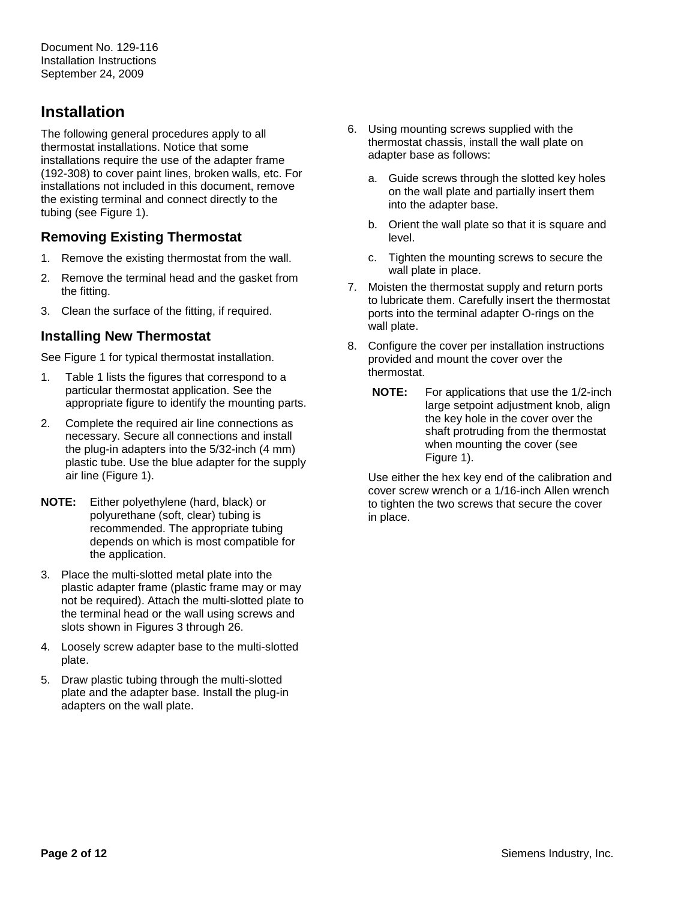## Installation

The following general procedures apply to all thermostat installations. Notice that some installations require the use of the adapter frame (192-308) to cover paint lines, broken walls, etc. For installations not included in this document, remove the existing terminal and connect directly to the tubing (see Figure 1).

### Removing Existing Thermostat

1. Remove the existing thermostat from the wall.
2. Remove the terminal head and the gasket from the fitting.
3. Clean the surface of the fitting, if required.

### Installing New Thermostat

See Figure 1 for typical thermostat installation.

1. Table 1 lists the figures that correspond to a particular thermostat application. See the appropriate figure to identify the mounting parts.
2. Complete the required air line connections as necessary. Secure all connections and install the plug-in adapters into the 5/32-inch (4 mm) plastic tube. Use the blue adapter for the supply air line (Figure 1).

**NOTE:** Either polyethylene (hard, black) or polyurethane (soft, clear) tubing is recommended. The appropriate tubing depends on which is most compatible for the application.

3. Place the multi-slotted metal plate into the plastic adapter frame (plastic frame may or may not be required). Attach the multi-slotted plate to the terminal head or the wall using screws and slots shown in Figures 3 through 26.
4. Loosely screw adapter base to the multi-slotted plate.
5. Draw plastic tubing through the multi-slotted plate and the adapter base. Install the plug-in adapters on the wall plate.
6. Using mounting screws supplied with the thermostat chassis, install the wall plate on adapter base as follows:
   a. Guide screws through the slotted key holes on the wall plate and partially insert them into the adapter base.
   b. Orient the wall plate so that it is square and level.
   c. Tighten the mounting screws to secure the wall plate in place.
7. Moisten the thermostat supply and return ports to lubricate them. Carefully insert the thermostat ports into the terminal adapter O-rings on the wall plate.
8. Configure the cover per installation instructions provided and mount the cover over the thermostat.

   **NOTE:** For applications that use the 1/2-inch large setpoint adjustment knob, align the key hole in the cover over the shaft protruding from the thermostat when mounting the cover (see Figure 1).

   Use either the hex key end of the calibration and cover screw wrench or a 1/16-inch Allen wrench to tighten the two screws that secure the cover in place.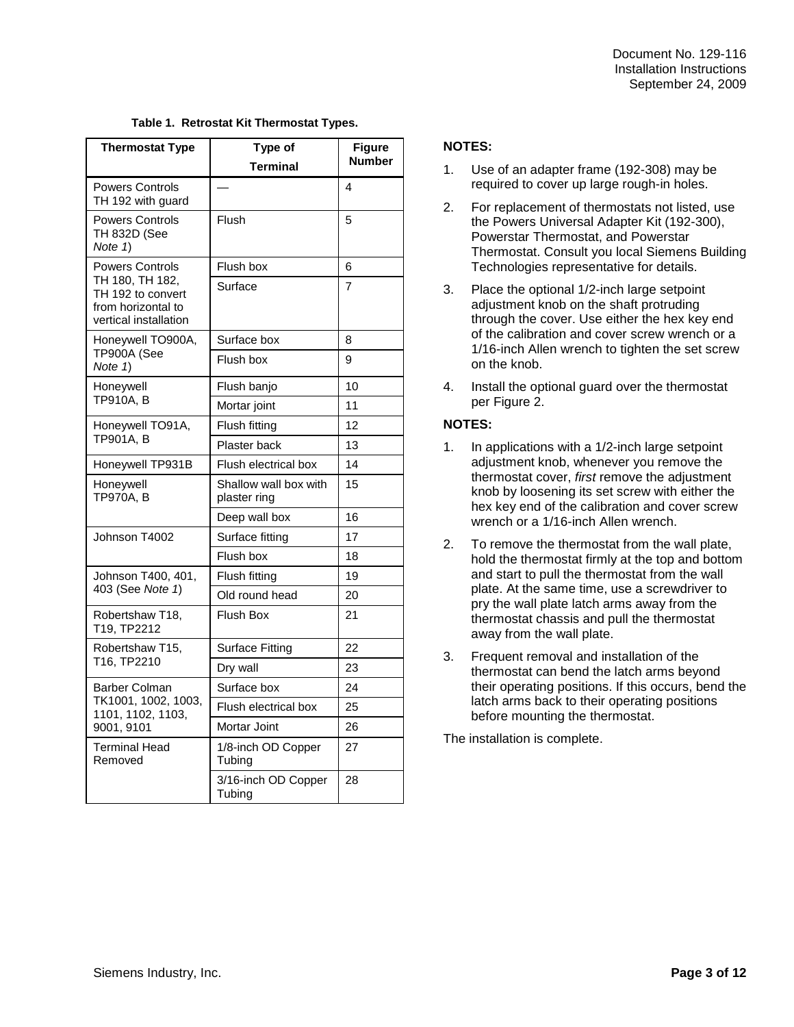**Table 1. Retrostat Kit Thermostat Types.**

| Thermostat Type | Type of Terminal | Figure Number |
|---|---|---|
| Powers Controls TH 192 with guard | — | 4 |
| Powers Controls TH 832D (See *Note 1*) | Flush | 5 |
| Powers Controls TH 180, TH 182, TH 192 to convert from horizontal to vertical installation | Flush box | 6 |
| | Surface | 7 |
| Honeywell TO900A, TP900A (See *Note 1*) | Surface box | 8 |
| | Flush box | 9 |
| Honeywell TP910A, B | Flush banjo | 10 |
| | Mortar joint | 11 |
| Honeywell TO91A, TP901A, B | Flush fitting | 12 |
| | Plaster back | 13 |
| Honeywell TP931B | Flush electrical box | 14 |
| Honeywell TP970A, B | Shallow wall box with plaster ring | 15 |
| | Deep wall box | 16 |
| Johnson T4002 | Surface fitting | 17 |
| | Flush box | 18 |
| Johnson T400, 401, 403 (See *Note 1*) | Flush fitting | 19 |
| | Old round head | 20 |
| Robertshaw T18, T19, TP2212 | Flush Box | 21 |
| Robertshaw T15, T16, TP2210 | Surface Fitting | 22 |
| | Dry wall | 23 |
| Barber Colman TK1001, 1002, 1003, 1101, 1102, 1103, 9001, 9101 | Surface box | 24 |
| | Flush electrical box | 25 |
| | Mortar Joint | 26 |
| Terminal Head Removed | 1/8-inch OD Copper Tubing | 27 |
| | 3/16-inch OD Copper Tubing | 28 |

**NOTES:**

1. Use of an adapter frame (192-308) may be required to cover up large rough-in holes.
2. For replacement of thermostats not listed, use the Powers Universal Adapter Kit (192-300), Powerstar Thermostat, and Powerstar Thermostat. Consult you local Siemens Building Technologies representative for details.
3. Place the optional 1/2-inch large setpoint adjustment knob on the shaft protruding through the cover. Use either the hex key end of the calibration and cover screw wrench or a 1/16-inch Allen wrench to tighten the set screw on the knob.
4. Install the optional guard over the thermostat per Figure 2.

**NOTES:**

1. In applications with a 1/2-inch large setpoint adjustment knob, whenever you remove the thermostat cover, *first* remove the adjustment knob by loosening its set screw with either the hex key end of the calibration and cover screw wrench or a 1/16-inch Allen wrench.
2. To remove the thermostat from the wall plate, hold the thermostat firmly at the top and bottom and start to pull the thermostat from the wall plate. At the same time, use a screwdriver to pry the wall plate latch arms away from the thermostat chassis and pull the thermostat away from the wall plate.
3. Frequent removal and installation of the thermostat can bend the latch arms beyond their operating positions. If this occurs, bend the latch arms back to their operating positions before mounting the thermostat.

The installation is complete.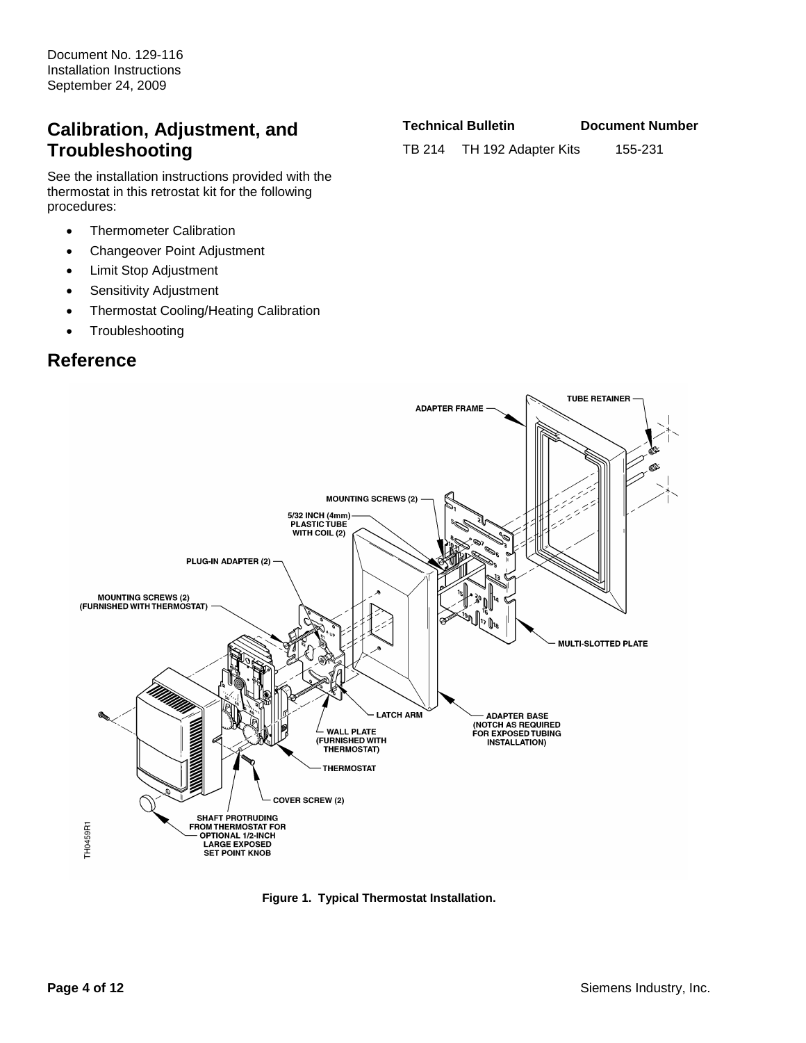## Calibration, Adjustment, and Troubleshooting

See the installation instructions provided with the thermostat in this retrostat kit for the following procedures:

- Thermometer Calibration
- Changeover Point Adjustment
- Limit Stop Adjustment
- Sensitivity Adjustment
- Thermostat Cooling/Heating Calibration
- Troubleshooting

| Technical Bulletin | | Document Number |
|---|---|---|
| TB 214 | TH 192 Adapter Kits | 155-231 |

## Reference

**Figure 1. Typical Thermostat Installation.**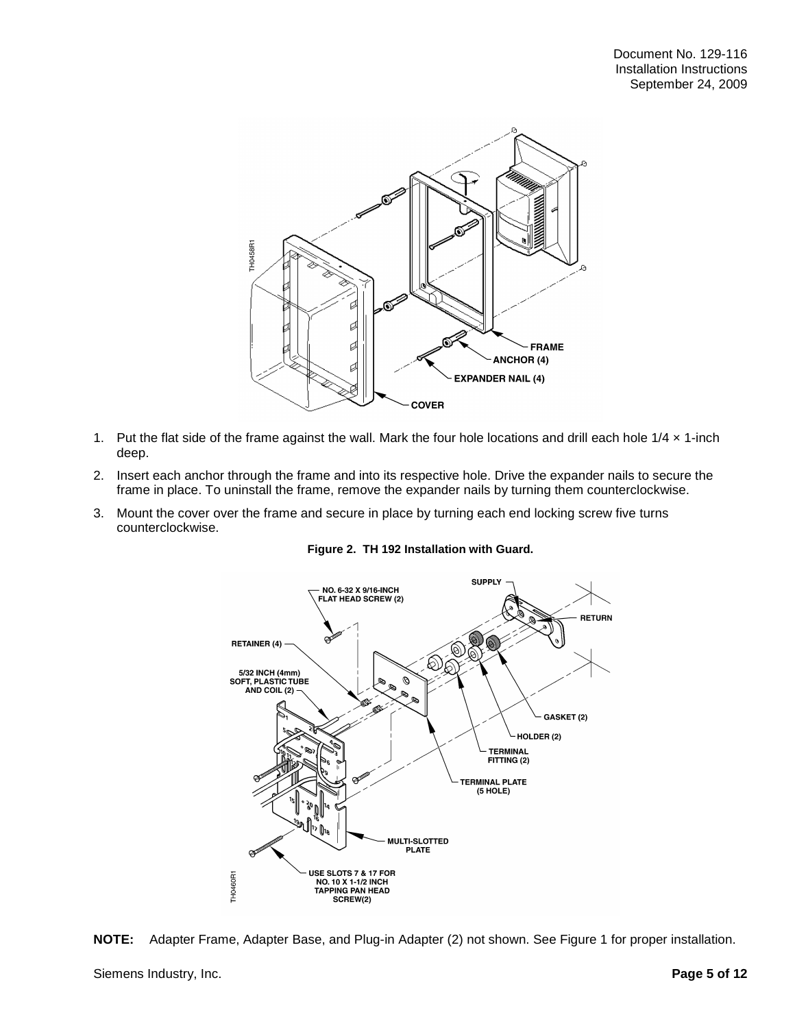1. Put the flat side of the frame against the wall. Mark the four hole locations and drill each hole 1/4 × 1-inch deep.
2. Insert each anchor through the frame and into its respective hole. Drive the expander nails to secure the frame in place. To uninstall the frame, remove the expander nails by turning them counterclockwise.
3. Mount the cover over the frame and secure in place by turning each end locking screw five turns counterclockwise.

**Figure 2. TH 192 Installation with Guard.**

**NOTE:** Adapter Frame, Adapter Base, and Plug-in Adapter (2) not shown. See Figure 1 for proper installation.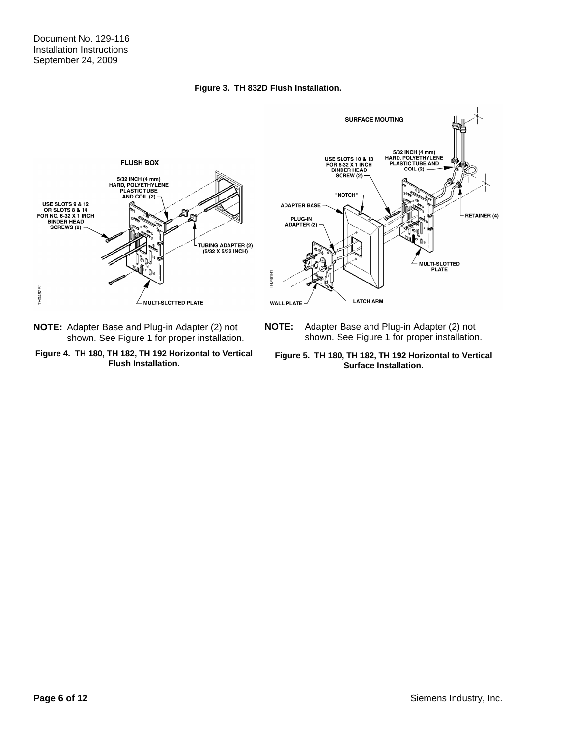**Figure 3. TH 832D Flush Installation.**

**NOTE:** Adapter Base and Plug-in Adapter (2) not shown. See Figure 1 for proper installation.

**Figure 4. TH 180, TH 182, TH 192 Horizontal to Vertical Flush Installation.**

**NOTE:** Adapter Base and Plug-in Adapter (2) not shown. See Figure 1 for proper installation.

**Figure 5. TH 180, TH 182, TH 192 Horizontal to Vertical Surface Installation.**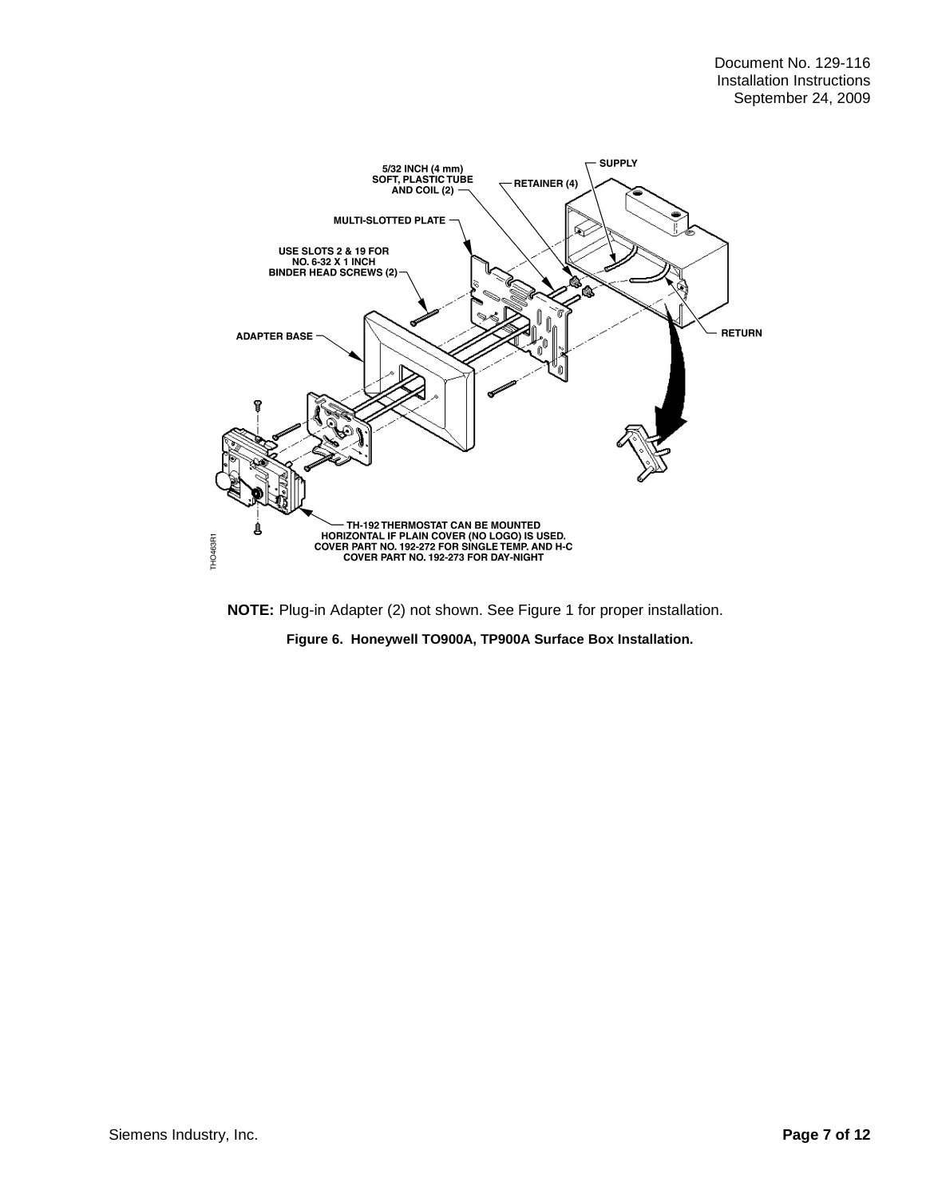**NOTE:** Plug-in Adapter (2) not shown. See Figure 1 for proper installation.

**Figure 6. Honeywell TO900A, TP900A Surface Box Installation.**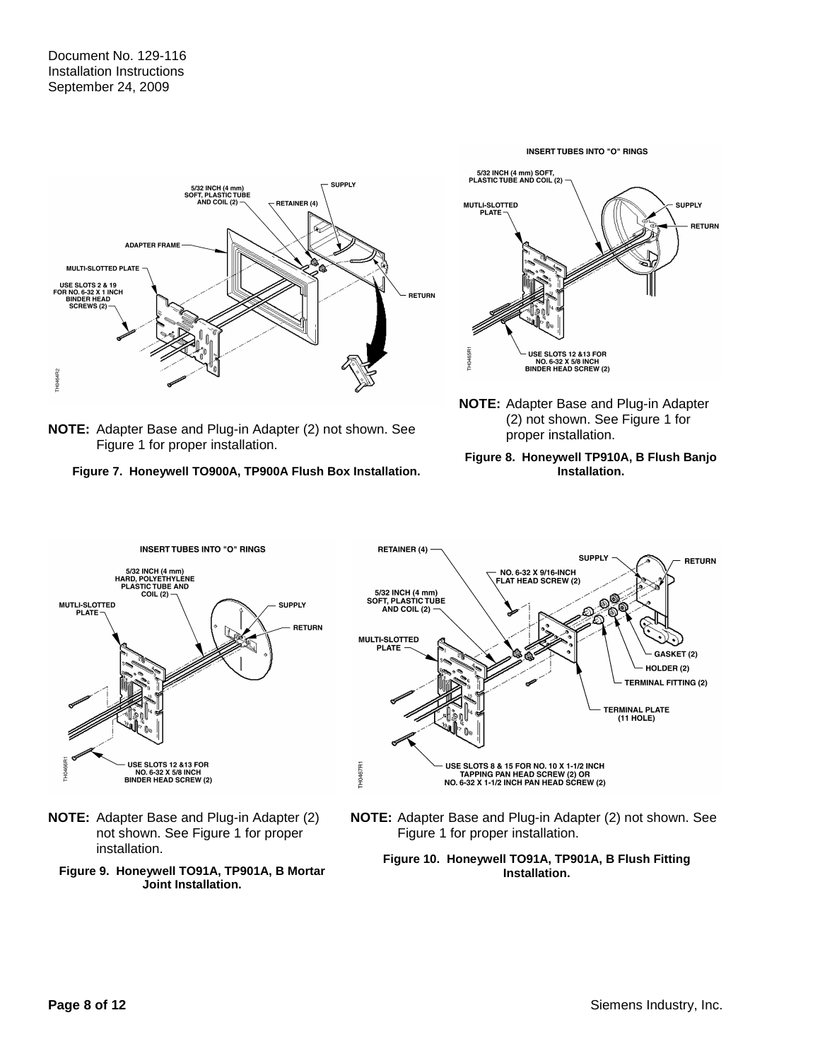**NOTE:** Adapter Base and Plug-in Adapter (2) not shown. See Figure 1 for proper installation.

**Figure 7. Honeywell TO900A, TP900A Flush Box Installation.**

**NOTE:** Adapter Base and Plug-in Adapter (2) not shown. See Figure 1 for proper installation.

**Figure 8. Honeywell TP910A, B Flush Banjo Installation.**

**NOTE:** Adapter Base and Plug-in Adapter (2) not shown. See Figure 1 for proper installation.

**Figure 9. Honeywell TO91A, TP901A, B Mortar Joint Installation.**

**NOTE:** Adapter Base and Plug-in Adapter (2) not shown. See Figure 1 for proper installation.

**Figure 10. Honeywell TO91A, TP901A, B Flush Fitting Installation.**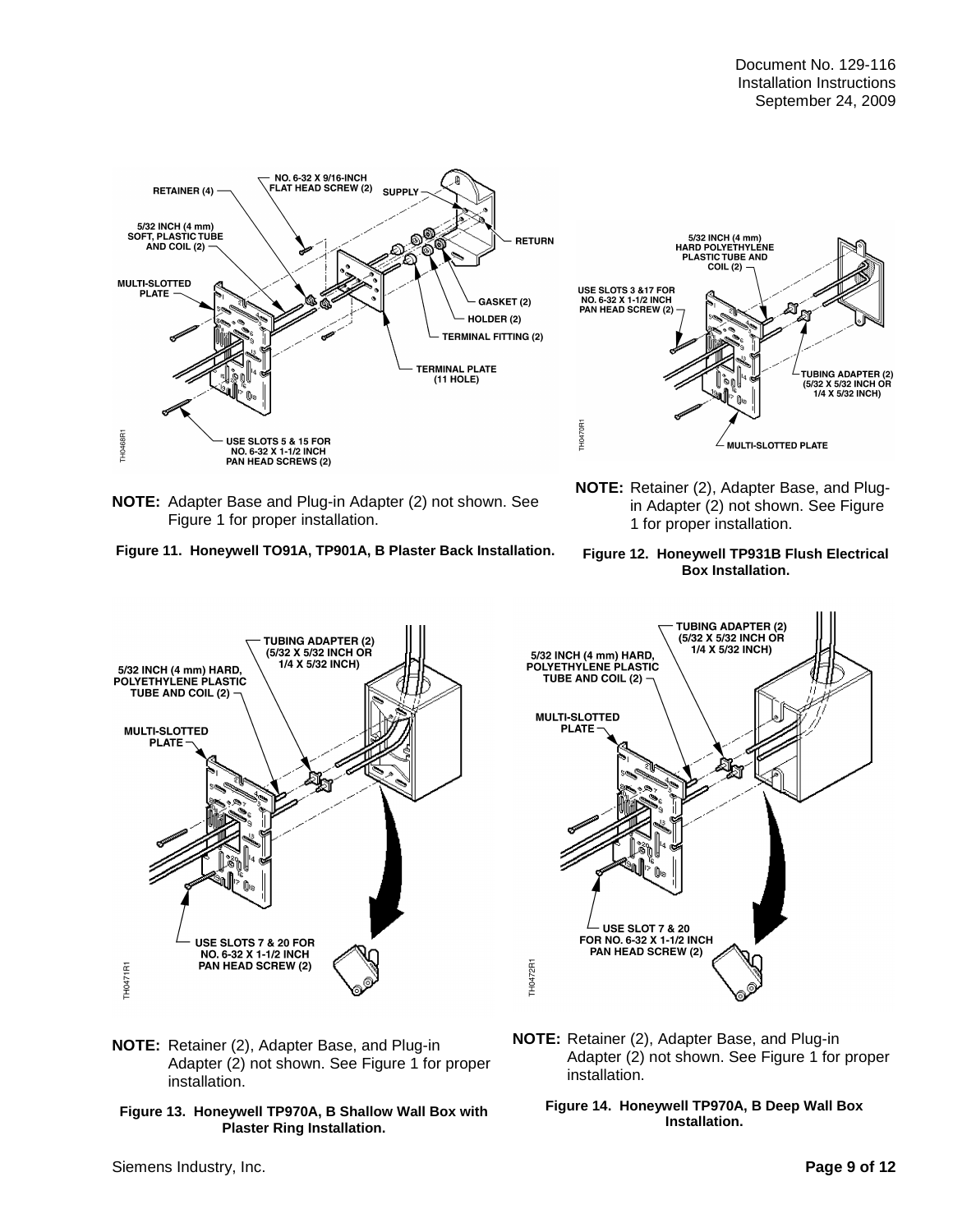**NOTE:** Adapter Base and Plug-in Adapter (2) not shown. See Figure 1 for proper installation.

**Figure 11. Honeywell TO91A, TP901A, B Plaster Back Installation.**

**NOTE:** Retainer (2), Adapter Base, and Plug-in Adapter (2) not shown. See Figure 1 for proper installation.

**Figure 12. Honeywell TP931B Flush Electrical Box Installation.**

**NOTE:** Retainer (2), Adapter Base, and Plug-in Adapter (2) not shown. See Figure 1 for proper installation.

**Figure 13. Honeywell TP970A, B Shallow Wall Box with Plaster Ring Installation.**

**NOTE:** Retainer (2), Adapter Base, and Plug-in Adapter (2) not shown. See Figure 1 for proper installation.

**Figure 14. Honeywell TP970A, B Deep Wall Box Installation.**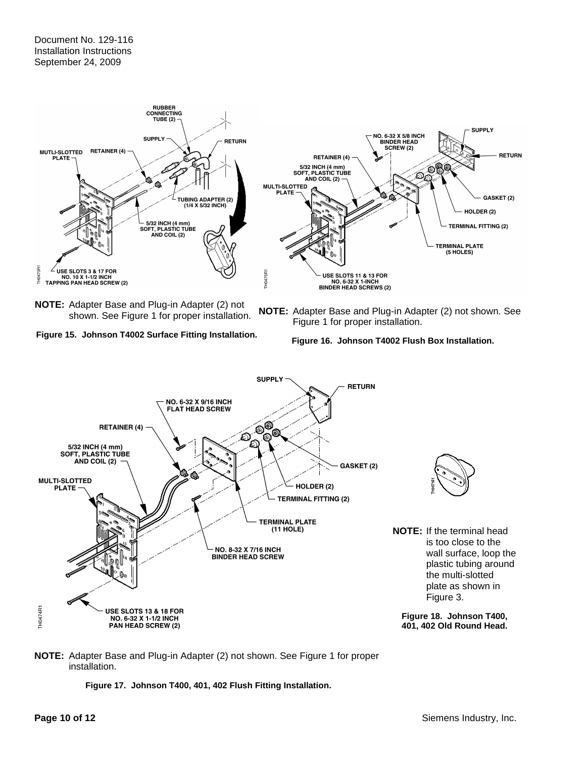**NOTE:** Adapter Base and Plug-in Adapter (2) not shown. See Figure 1 for proper installation.

**Figure 15. Johnson T4002 Surface Fitting Installation.**

**NOTE:** Adapter Base and Plug-in Adapter (2) not shown. See Figure 1 for proper installation.

**Figure 16. Johnson T4002 Flush Box Installation.**

**NOTE:** Adapter Base and Plug-in Adapter (2) not shown. See Figure 1 for proper installation.

**Figure 17. Johnson T400, 401, 402 Flush Fitting Installation.**

**NOTE:** If the terminal head is too close to the wall surface, loop the plastic tubing around the multi-slotted plate as shown in Figure 3.

**Figure 18. Johnson T400, 401, 402 Old Round Head.**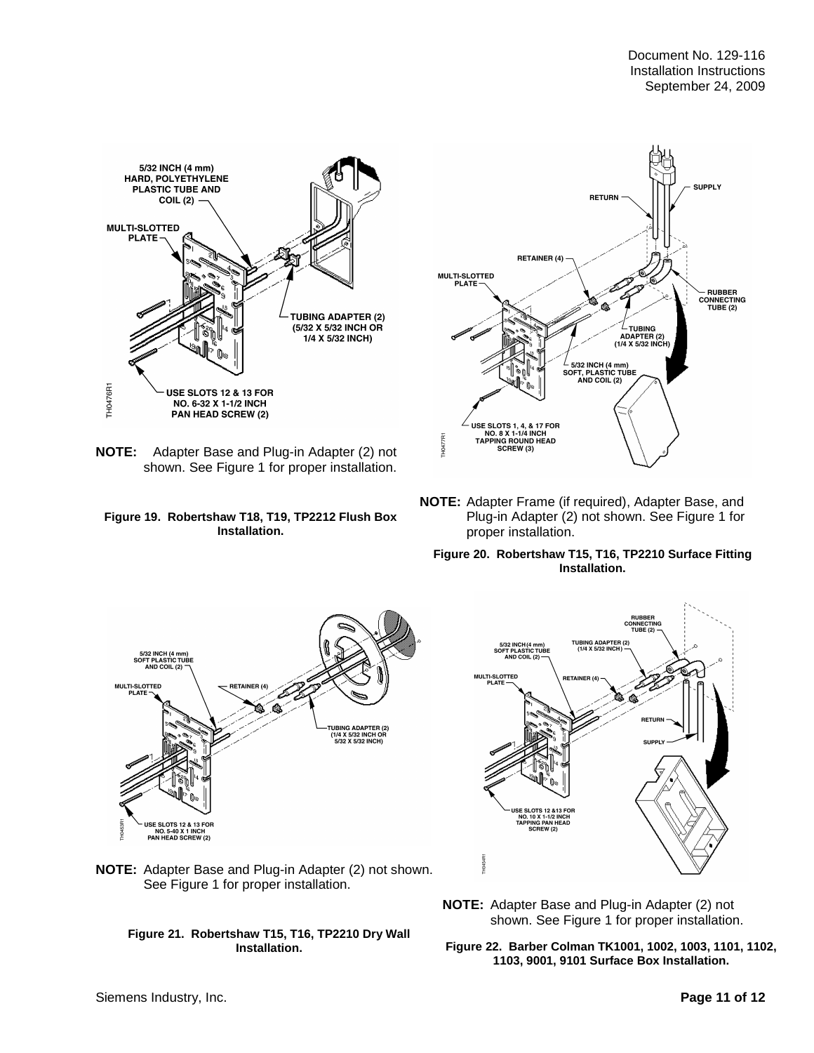**NOTE:** Adapter Base and Plug-in Adapter (2) not shown. See Figure 1 for proper installation.

**Figure 19. Robertshaw T18, T19, TP2212 Flush Box Installation.**

**NOTE:** Adapter Frame (if required), Adapter Base, and Plug-in Adapter (2) not shown. See Figure 1 for proper installation.

**Figure 20. Robertshaw T15, T16, TP2210 Surface Fitting Installation.**

**NOTE:** Adapter Base and Plug-in Adapter (2) not shown. See Figure 1 for proper installation.

**Figure 21. Robertshaw T15, T16, TP2210 Dry Wall Installation.**

**NOTE:** Adapter Base and Plug-in Adapter (2) not shown. See Figure 1 for proper installation.

**Figure 22. Barber Colman TK1001, 1002, 1003, 1101, 1102, 1103, 9001, 9101 Surface Box Installation.**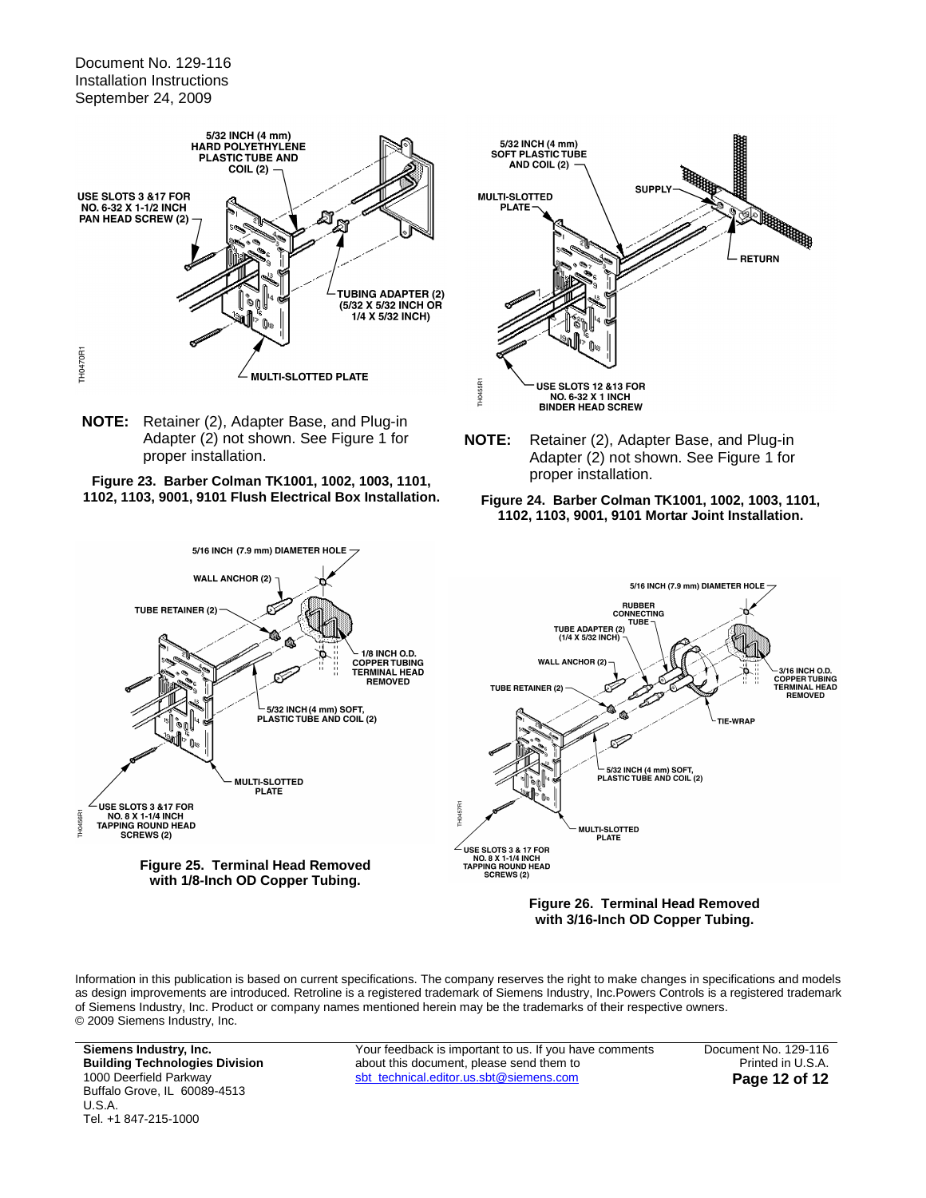5/32 INCH (4 mm)
HARD POLYETHYLENE
PLASTIC TUBE AND
COIL (2)

USE SLOTS 3 &17 FOR
NO. 6-32 X 1-1/2 INCH
PAN HEAD SCREW (2)

TUBING ADAPTER (2)
(5/32 X 5/32 INCH OR
1/4 X 5/32 INCH)

MULTI-SLOTTED PLATE

TH0470R1

**NOTE:** Retainer (2), Adapter Base, and Plug-in Adapter (2) not shown. See Figure 1 for proper installation.

**Figure 23. Barber Colman TK1001, 1002, 1003, 1101, 1102, 1103, 9001, 9101 Flush Electrical Box Installation.**

5/32 INCH (4 mm)
SOFT PLASTIC TUBE
AND COIL (2)

MULTI-SLOTTED
PLATE

SUPPLY

RETURN

USE SLOTS 12 &13 FOR
NO. 6-32 X 1 INCH
BINDER HEAD SCREW

TH0455R1

**NOTE:** Retainer (2), Adapter Base, and Plug-in Adapter (2) not shown. See Figure 1 for proper installation.

**Figure 24. Barber Colman TK1001, 1002, 1003, 1101, 1102, 1103, 9001, 9101 Mortar Joint Installation.**

5/16 INCH (7.9 mm) DIAMETER HOLE

WALL ANCHOR (2)

TUBE RETAINER (2)

1/8 INCH O.D.
COPPER TUBING
TERMINAL HEAD
REMOVED

5/32 INCH (4 mm) SOFT,
PLASTIC TUBE AND COIL (2)

MULTI-SLOTTED
PLATE

USE SLOTS 3 &17 FOR
NO. 8 X 1-1/4 INCH
TAPPING ROUND HEAD
SCREWS (2)

TH0456R1

**Figure 25. Terminal Head Removed with 1/8-Inch OD Copper Tubing.**

5/16 INCH (7.9 mm) DIAMETER HOLE

RUBBER
CONNECTING
TUBE

TUBE ADAPTER (2)
(1/4 X 5/32 INCH)

WALL ANCHOR (2)

TUBE RETAINER (2)

3/16 INCH O.D.
COPPER TUBING
TERMINAL HEAD
REMOVED

TIE-WRAP

5/32 INCH (4 mm) SOFT,
PLASTIC TUBE AND COIL (2)

MULTI-SLOTTED
PLATE

USE SLOTS 3 & 17 FOR
NO. 8 X 1-1/4 INCH
TAPPING ROUND HEAD
SCREWS (2)

TH0457R1

**Figure 26. Terminal Head Removed with 3/16-Inch OD Copper Tubing.**

Information in this publication is based on current specifications. The company reserves the right to make changes in specifications and models as design improvements are introduced. Retroline is a registered trademark of Siemens Industry, Inc.Powers Controls is a registered trademark of Siemens Industry, Inc. Product or company names mentioned herein may be the trademarks of their respective owners.
© 2009 Siemens Industry, Inc.

**Siemens Industry, Inc.**
**Building Technologies Division**
1000 Deerfield Parkway
Buffalo Grove, IL 60089-4513
U.S.A.
Tel. +1 847-215-1000

Your feedback is important to us. If you have comments about this document, please send them to sbt_technical.editor.us.sbt@siemens.com

Document No. 129-116
Printed in U.S.A.